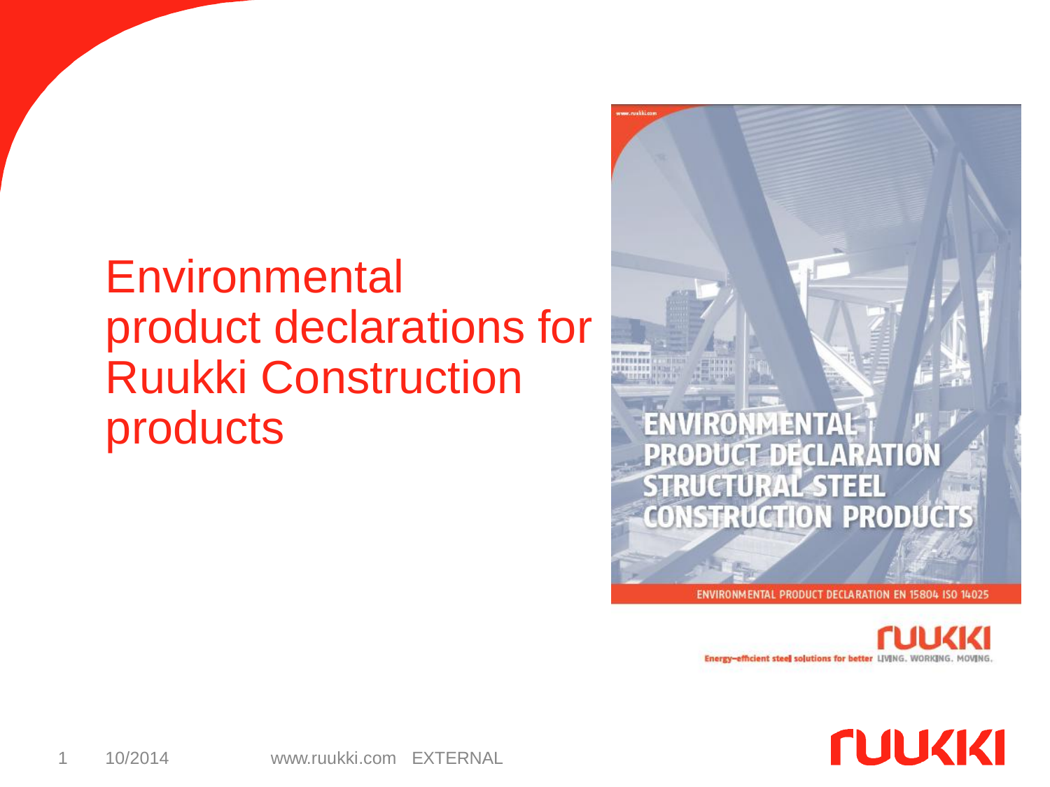# Environmental product declarations for Ruukki Construction products

ENVIRONMENTAL PRODUCT DECLARATION STRUCTURAL STEEL CONSTRUCTION PRODUCTS

ENVIRONMENTAL PRODUCT DECLARATION EN 15804 ISO 14025

RUUKKI

Energy-efficient steel solutions for better LIVING. WORKING. MOVING.

10/2014 www.ruukki.com EXTERNAL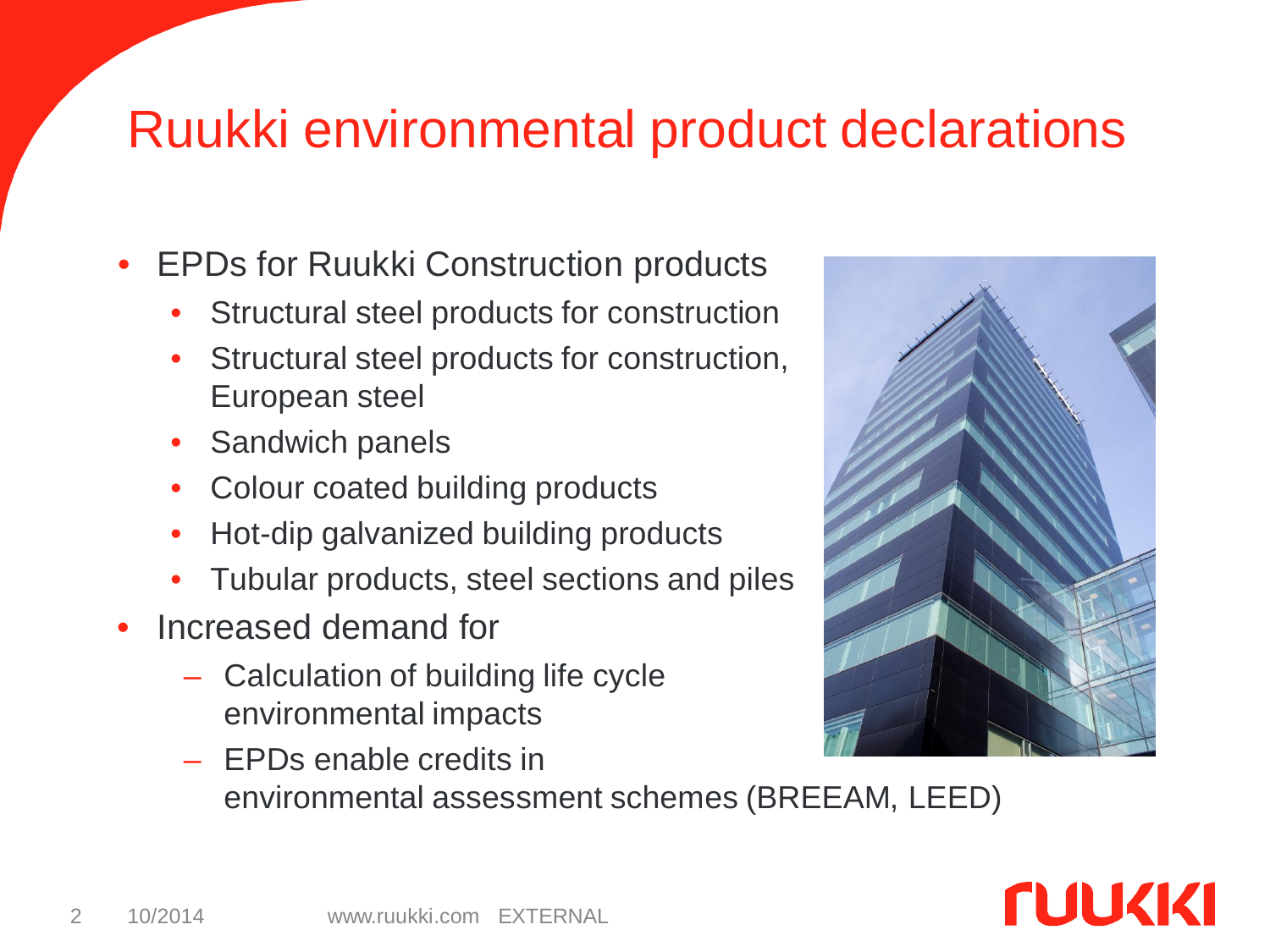# Ruukki environmental product declarations

- EPDs for Ruukki Construction products
  - Structural steel products for construction
  - Structural steel products for construction, European steel
  - Sandwich panels
  - Colour coated building products
  - Hot-dip galvanized building products
  - Tubular products, steel sections and piles
- Increased demand for
  - Calculation of building life cycle environmental impacts
  - EPDs enable credits in environmental assessment schemes (BREEAM, LEED)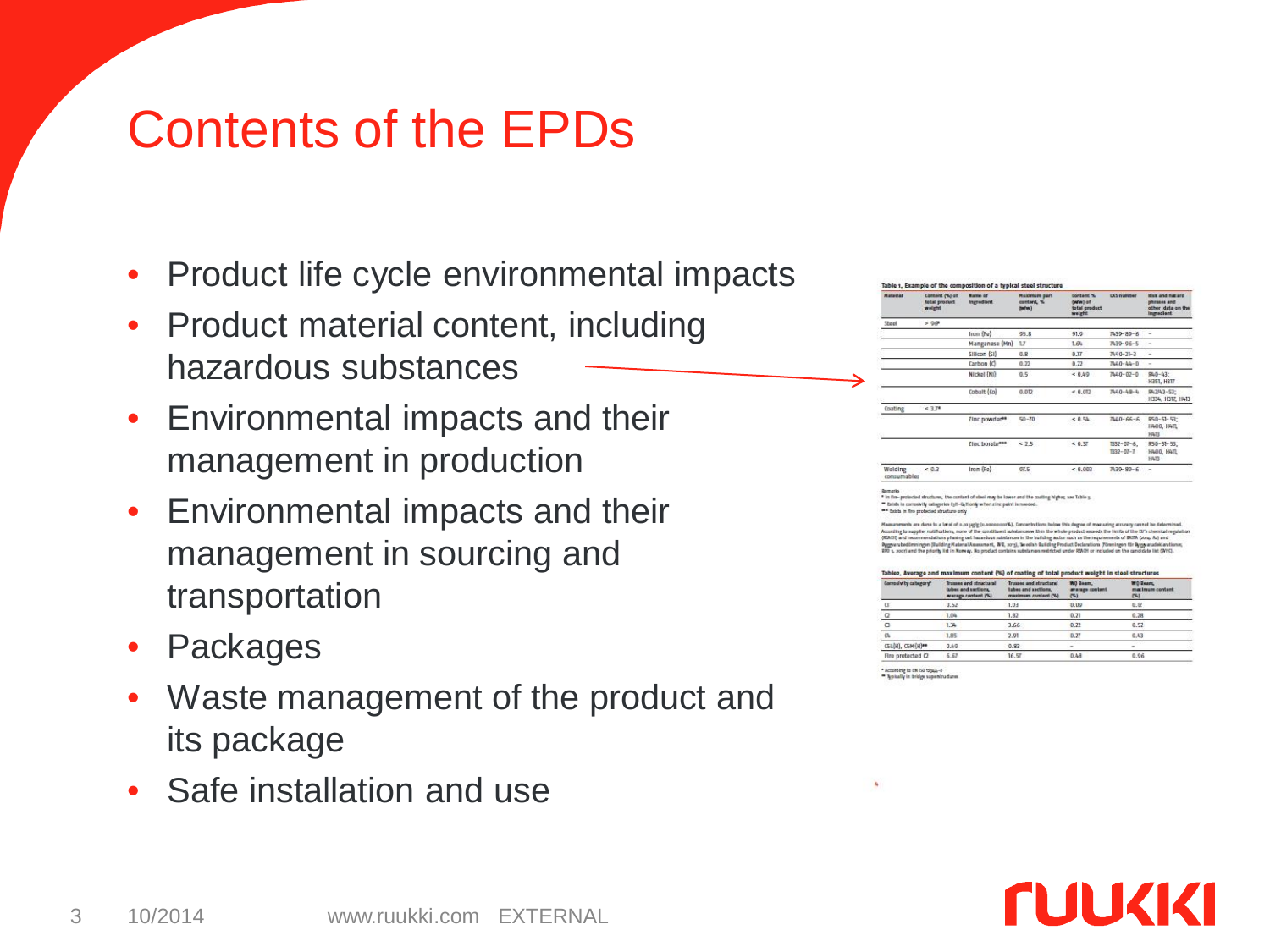# Contents of the EPDs

- Product life cycle environmental impacts
- Product material content, including hazardous substances
- Environmental impacts and their management in production
- Environmental impacts and their management in sourcing and transportation
- Packages
- Waste management of the product and its package
- Safe installation and use

**Table 1. Example of the composition of a typical steel structure**

| Material | Content (%) of total product weight | Name of ingredient | Maximum part content, % (w/w) | Content % (w/w) of total product weight | CAS number | Risk and hazard phrases and other data on the ingredient |
|---|---|---|---|---|---|---|
| Steel | > 96* | | | | | |
| | | Iron (Fe) | 95.8 | 91.9 | 7439-89-6 | – |
| | | Manganese (Mn) | 1.7 | 1.64 | 7439-96-5 | – |
| | | Silicon (Si) | 0.8 | 0.77 | 7440-21-3 | – |
| | | Carbon (C) | 0.22 | 0.22 | 7440-44-0 | – |
| | | Nickel (Ni) | 0.5 | < 0.49 | 7440-02-0 | R40-43; H351, H317 |
| | | Cobalt (Co) | 0.012 | < 0.012 | 7440-48-4 | R42/43-53; H334, H317, H413 |
| Coating | < 3.7* | | | | | |
| | | Zinc powder** | 50–70 | < 0.54 | 7440-66-6 | R50-51-53; H400, H411, H413 |
| | | Zinc borate*** | < 2.5 | < 0.37 | 1332-07-6, 1332-07-7 | R50-51-53; H400, H411, H413 |
| Welding consumables | < 0.3 | Iron (Fe) | 97.5 | < 0.003 | 7439-89-6 | – |

Remarks
\* In fire-protected structures, the content of steel may be lower and the coating higher, see Table 2.
\*\* Exists in corrosivity categories C3H–C4H only when zinc paint is needed.
\*\*\* Exists in fire protected structure only

Measurements are done to a level of 0.01 µg/g (0.000001%). Concentrations below this degree of measuring accuracy cannot be determined. According to supplier notifications, none of the constituent substances within the whole product exceeds the limits of the EU's chemical regulation (REACH) and recommendations phasing out hazardous substances in the building sector such as the requirements of BASTA (2014; R2) and Byggvarubedömningen (Building Material Assessment, BVB, 2013), Swedish Building Product Declarations (Föreningen för Byggvarudeklarationer, BVD 3, 2007) and the priority list in Norway. No product contains substances restricted under REACH or included on the candidate list (SVHC).

**Table 2. Average and maximum content (%) of coating of total product weight in steel structures**

| Corrosivity category* | Trusses and structural tubes and sections, average content (%) | Trusses and structural tubes and sections, maximum content (%) | WQ Beam, average content (%) | WQ Beam, maximum content (%) |
|---|---|---|---|---|
| C1 | 0.52 | 1.03 | 0.09 | 0.12 |
| C2 | 1.04 | 1.82 | 0.21 | 0.28 |
| C3 | 1.34 | 3.66 | 0.22 | 0.52 |
| C4 | 1.85 | 2.91 | 0.27 | 0.43 |
| C5I(M), C5M(M)** | 0.40 | 0.83 | – | – |
| Fire protected C2 | 6.67 | 16.57 | 0.48 | 0.96 |

\* According to EN ISO 12944-2
\*\* Typically in bridge superstructures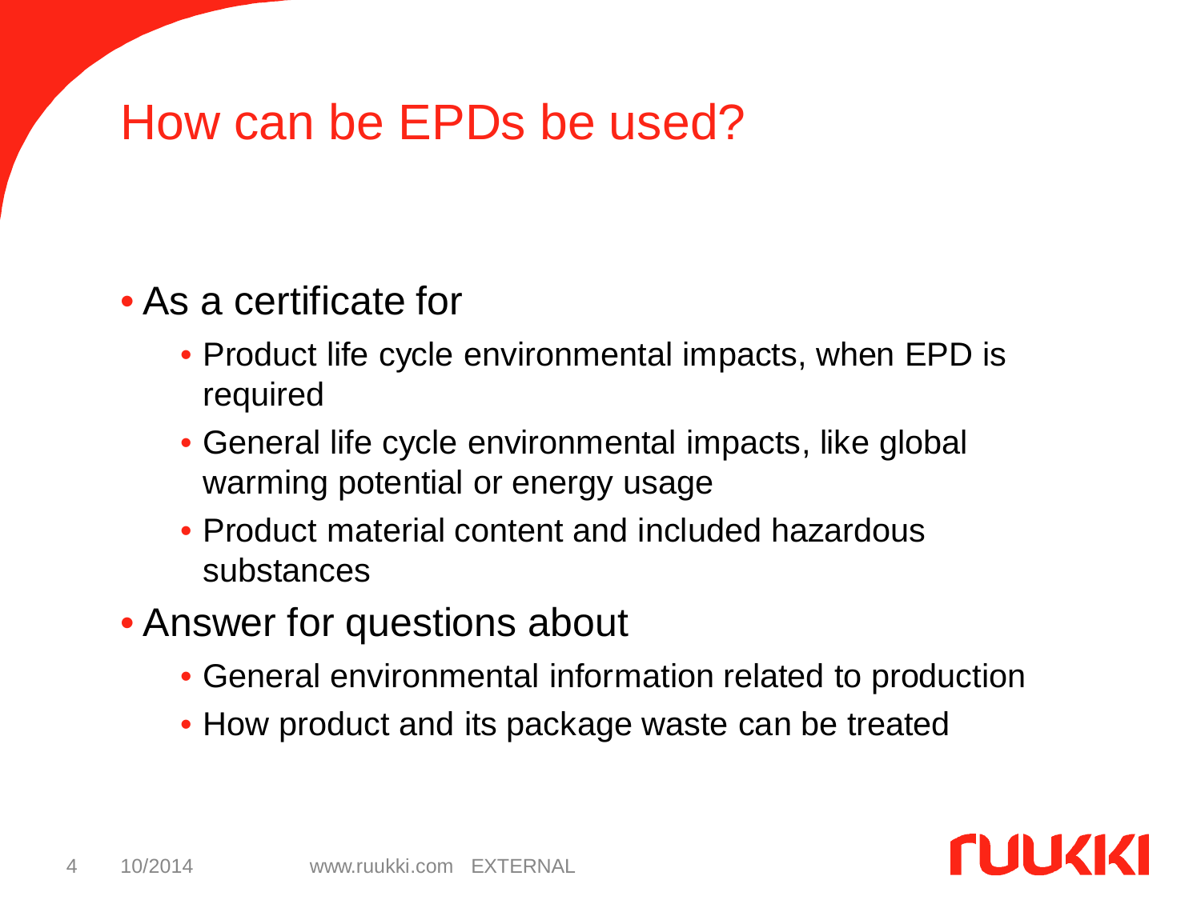# How can be EPDs be used?

- As a certificate for
  - Product life cycle environmental impacts, when EPD is required
  - General life cycle environmental impacts, like global warming potential or energy usage
  - Product material content and included hazardous substances
- Answer for questions about
  - General environmental information related to production
  - How product and its package waste can be treated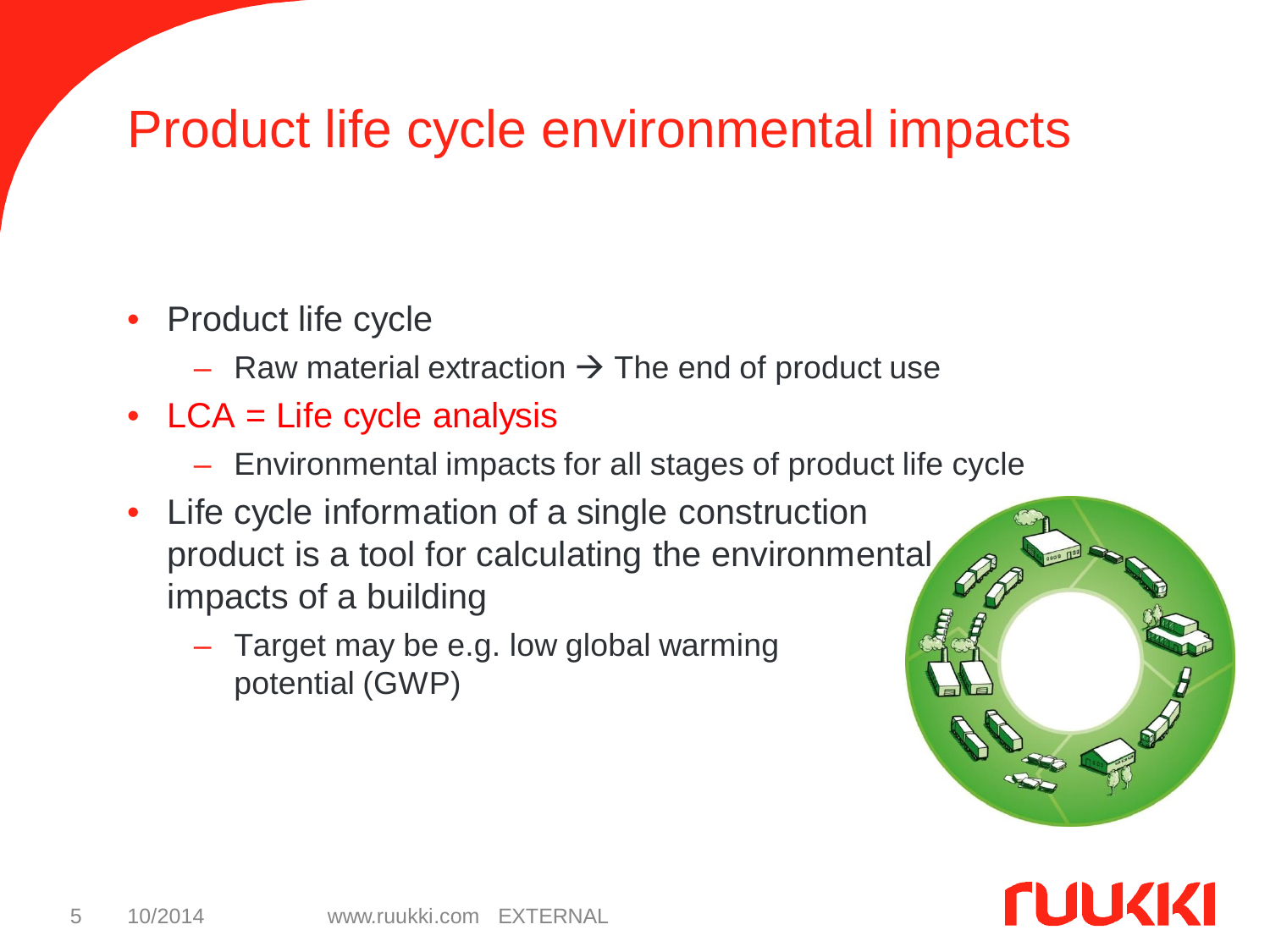# Product life cycle environmental impacts

- Product life cycle
  - Raw material extraction → The end of product use
- LCA = Life cycle analysis
  - Environmental impacts for all stages of product life cycle
- Life cycle information of a single construction product is a tool for calculating the environmental impacts of a building
  - Target may be e.g. low global warming potential (GWP)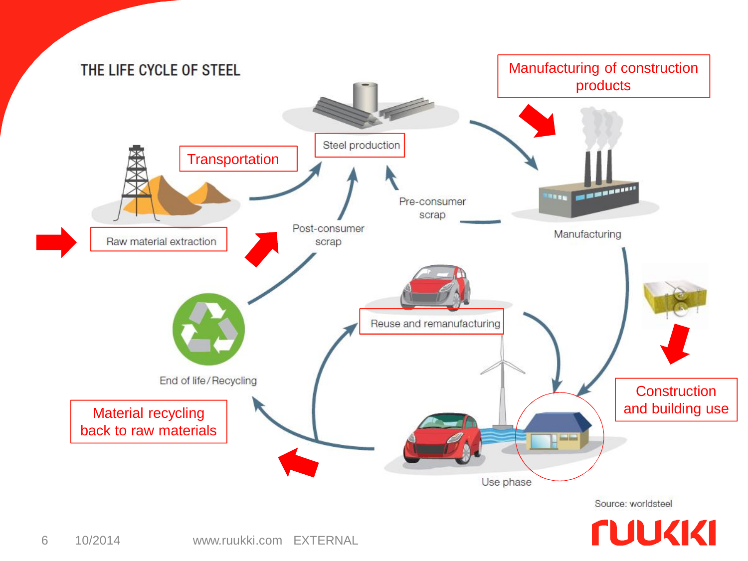# THE LIFE CYCLE OF STEEL

Manufacturing of construction products

Steel production

Transportation

Raw material extraction

Pre-consumer scrap

Post-consumer scrap

Manufacturing

Reuse and remanufacturing

End of life / Recycling

Material recycling back to raw materials

Construction and building use

Use phase

Source: worldsteel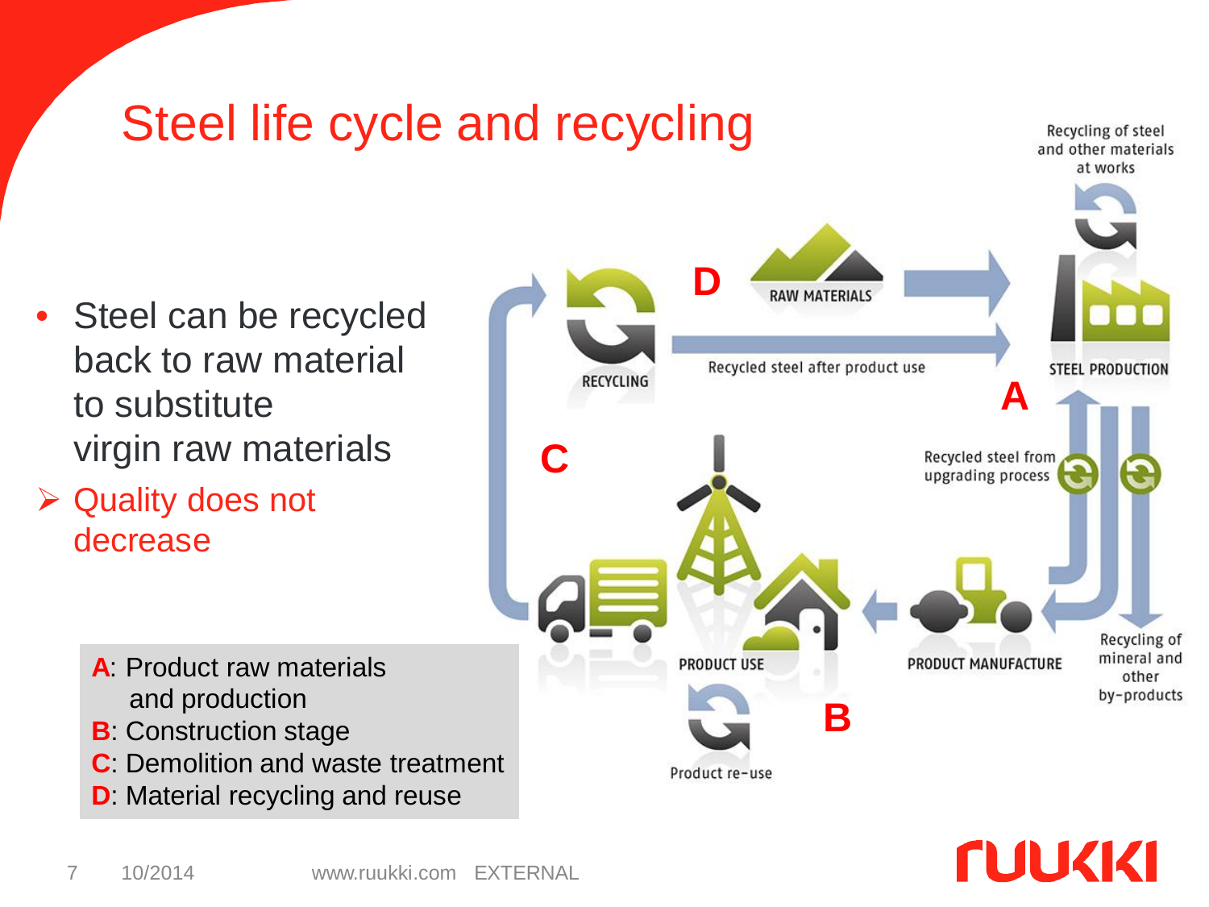# Steel life cycle and recycling

- Steel can be recycled back to raw material to substitute virgin raw materials
  - Quality does not decrease

**A**: Product raw materials and production
**B**: Construction stage
**C**: Demolition and waste treatment
**D**: Material recycling and reuse

D

RAW MATERIALS

RECYCLING

Recycled steel after product use

Recycling of steel and other materials at works

STEEL PRODUCTION

A

C

Recycled steel from upgrading process

PRODUCT USE

PRODUCT MANUFACTURE

Recycling of mineral and other by-products

B

Product re-use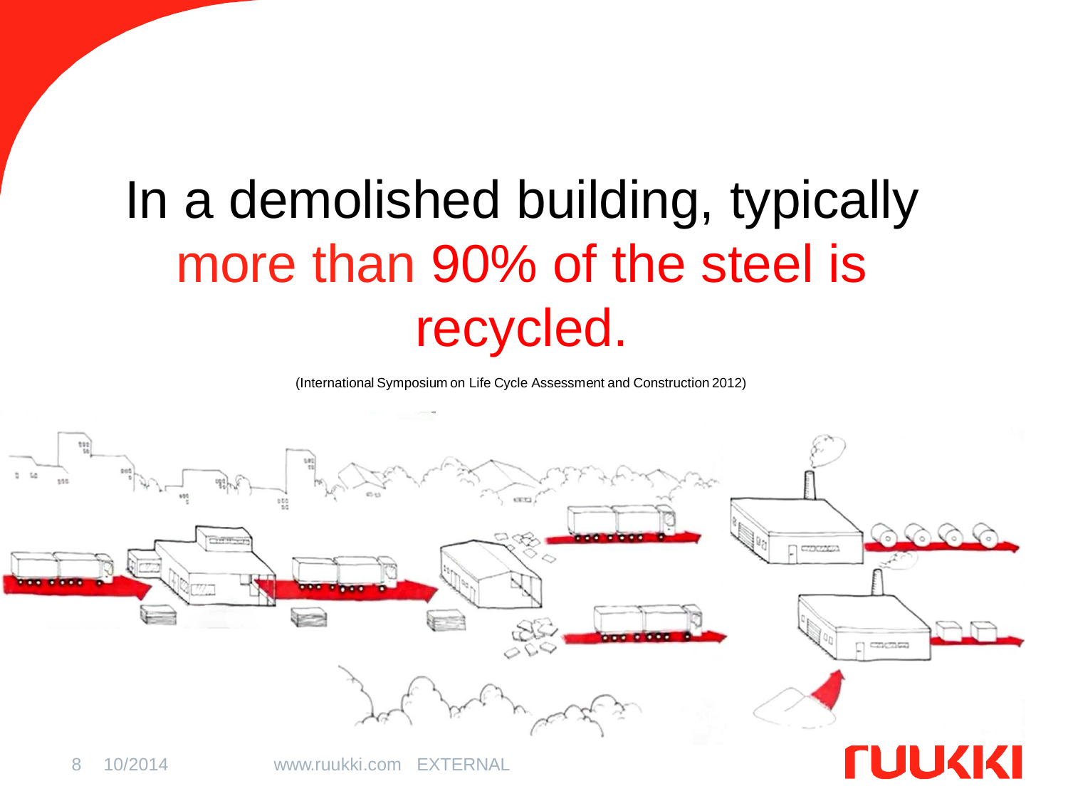# In a demolished building, typically more than 90% of the steel is recycled.

(International Symposium on Life Cycle Assessment and Construction 2012)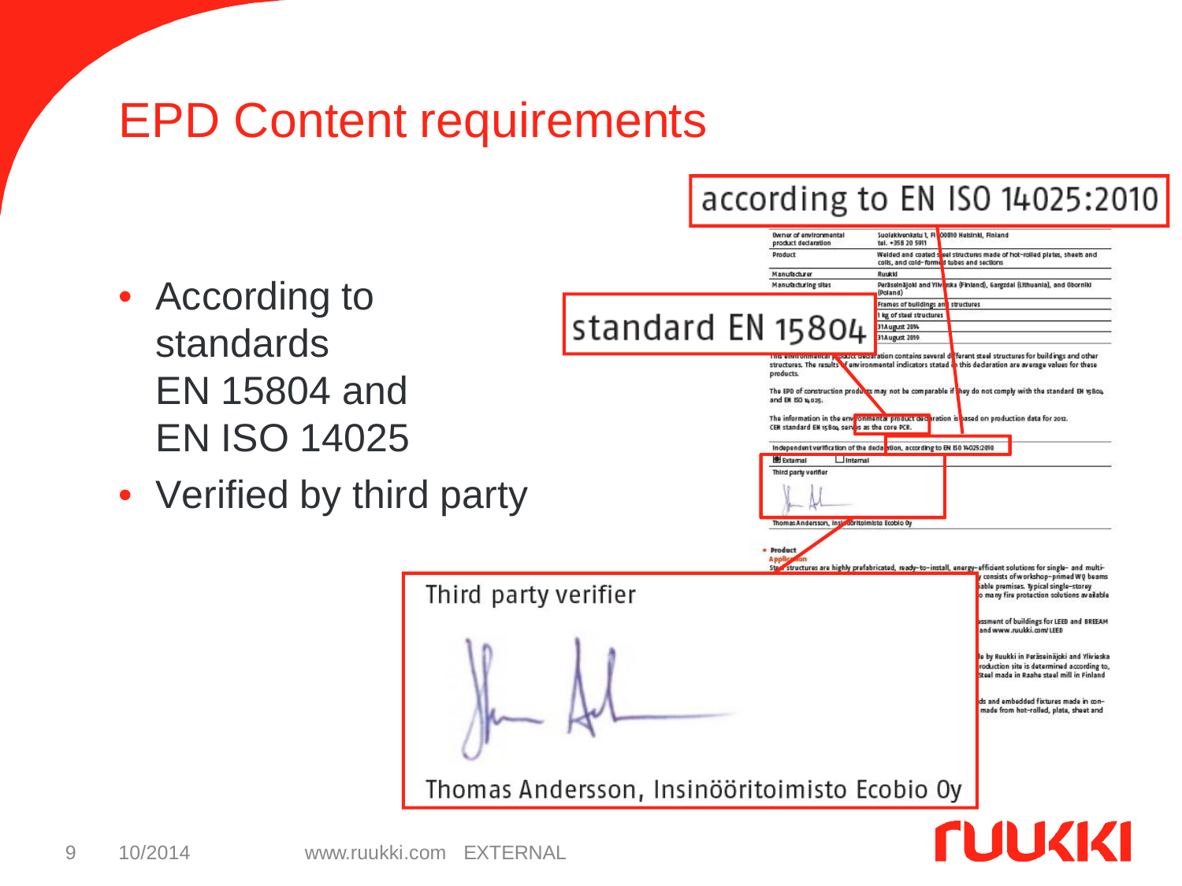# EPD Content requirements

- According to standards EN 15804 and EN ISO 14025
- Verified by third party

according to EN ISO 14025:2010

| | |
|---|---|
| Owner of environmental product declaration | Suolakivenkatu 1, FI-00810 Helsinki, Finland tel. +358 20 5911 |
| Product | Welded and coated steel structures made of hot-rolled plates, sheets and coils, and cold-formed tubes and sections |
| Manufacturer | Ruukki |
| Manufacturing sites | Peräseinäjoki and Ylivieska (Finland), Gargzdai (Lithuania), and Oborniki (Poland) |
| | Frames of buildings and structures |
| | 1 kg of steel structures |
| | 31 August 2014 |
| | 31 August 2019 |

standard EN 15804

This environmental product declaration contains several different steel structures for buildings and other structures. The results of environmental indicators stated in this declaration are average values for these products.

The EPD of construction products may not be comparable if they do not comply with the standard EN 15804 and EN ISO 14025.

The information in the environmental product declaration is based on production data for 2012. CEN standard EN 15804 serves as the core PCR.

Independent verification of the declaration, according to EN ISO 14025:2010

☒ External ☐ Internal

Third party verifier

Thomas Andersson, Insinööritoimisto Ecobio Oy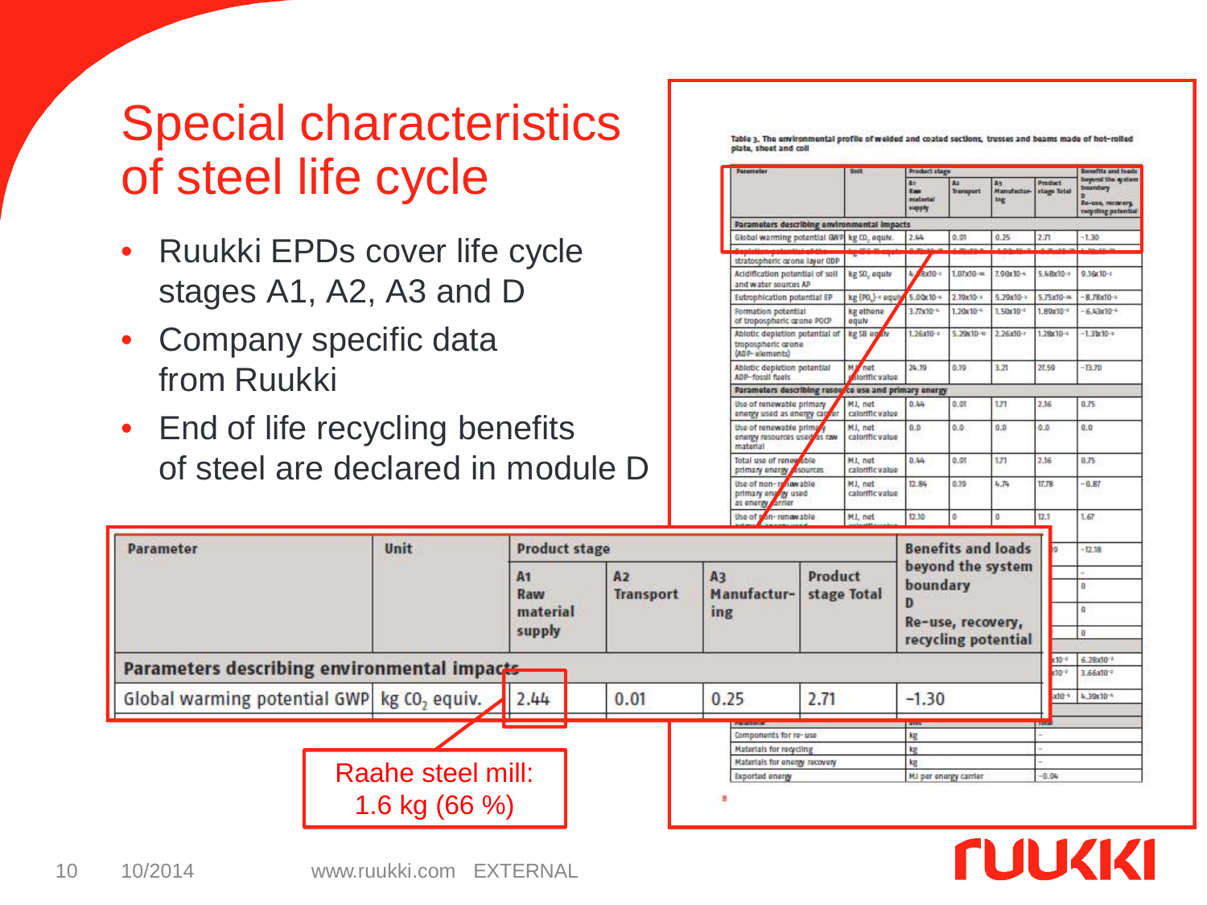# Special characteristics of steel life cycle

- Ruukki EPDs cover life cycle stages A1, A2, A3 and D
- Company specific data from Ruukki
- End of life recycling benefits of steel are declared in module D

Table 3. The environmental profile of welded and coated sections, trusses and beams made of hot-rolled plate, sheet and coil

| Parameter | Unit | Product stage | | | | Benefits and loads beyond the system boundary |
|---|---|---|---|---|---|---|
| | | A1 Raw material supply | A2 Transport | A3 Manufacturing | Product stage Total | D Re-use, recovery, recycling potential |
| **Parameters describing environmental impacts** | | | | | | |
| Global warming potential GWP | kg $CO_2$ equiv. | 2.44 | 0.01 | 0.25 | 2.71 | -1.30 |

Raahe steel mill: 1.6 kg (66 %)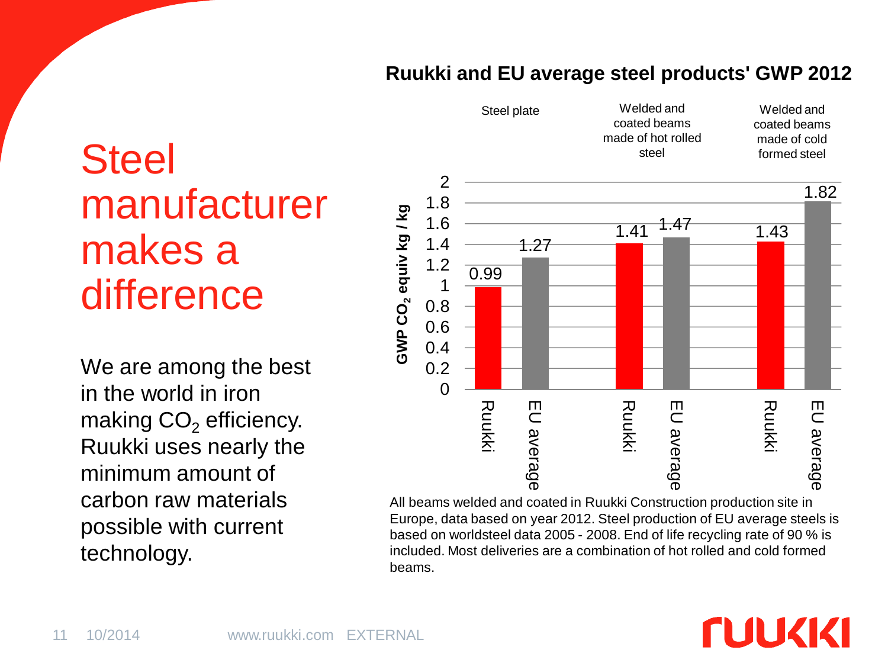# Steel manufacturer makes a difference

We are among the best in the world in iron making $CO_2$ efficiency. Ruukki uses nearly the minimum amount of carbon raw materials possible with current technology.

**Ruukki and EU average steel products' GWP 2012**

GWP $CO_2$ equiv kg / kg

| Product | Ruukki | EU average |
|---|---|---|
| Steel plate | 0.99 | 1.27 |
| Welded and coated beams made of hot rolled steel | 1.41 | 1.47 |
| Welded and coated beams made of cold formed steel | 1.43 | 1.82 |

All beams welded and coated in Ruukki Construction production site in Europe, data based on year 2012. Steel production of EU average steels is based on worldsteel data 2005 - 2008. End of life recycling rate of 90 % is included. Most deliveries are a combination of hot rolled and cold formed beams.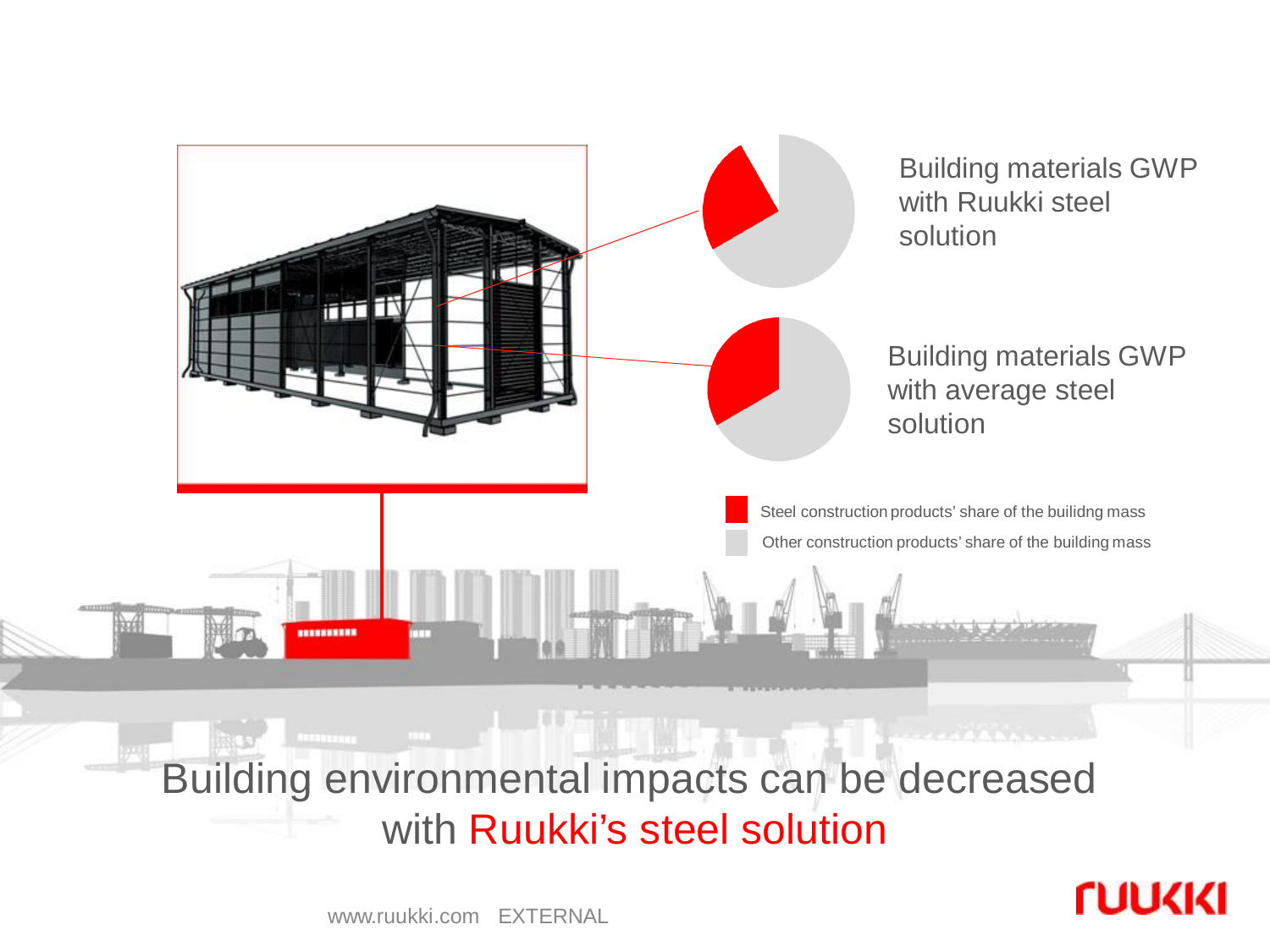Building materials GWP with Ruukki steel solution

Building materials GWP with average steel solution

- Steel construction products' share of the builidng mass
- Other construction products' share of the building mass

# Building environmental impacts can be decreased with Ruukki's steel solution

www.ruukki.com EXTERNAL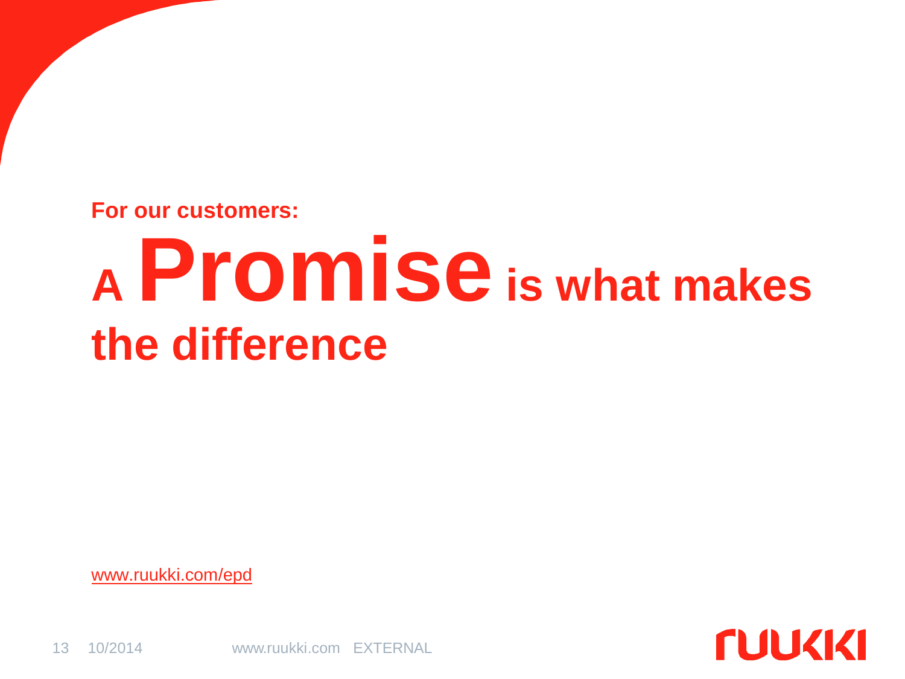**For our customers:**

# A **Promise** is what makes the difference

www.ruukki.com/epd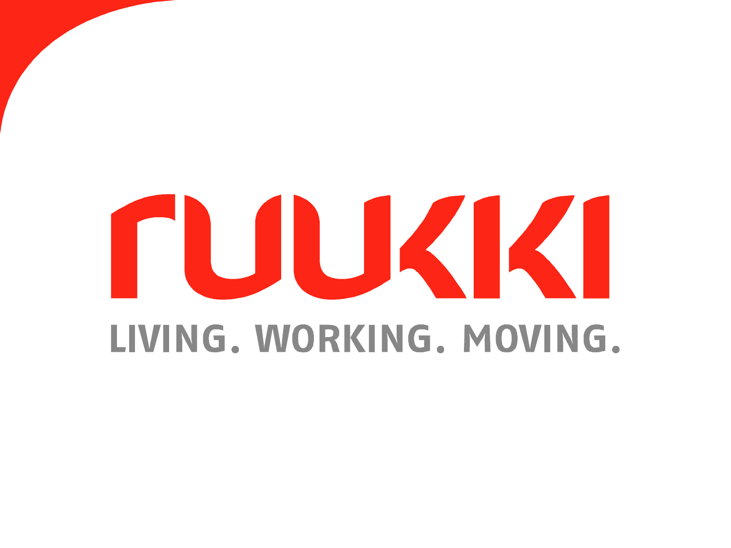ruukki

LIVING. WORKING. MOVING.